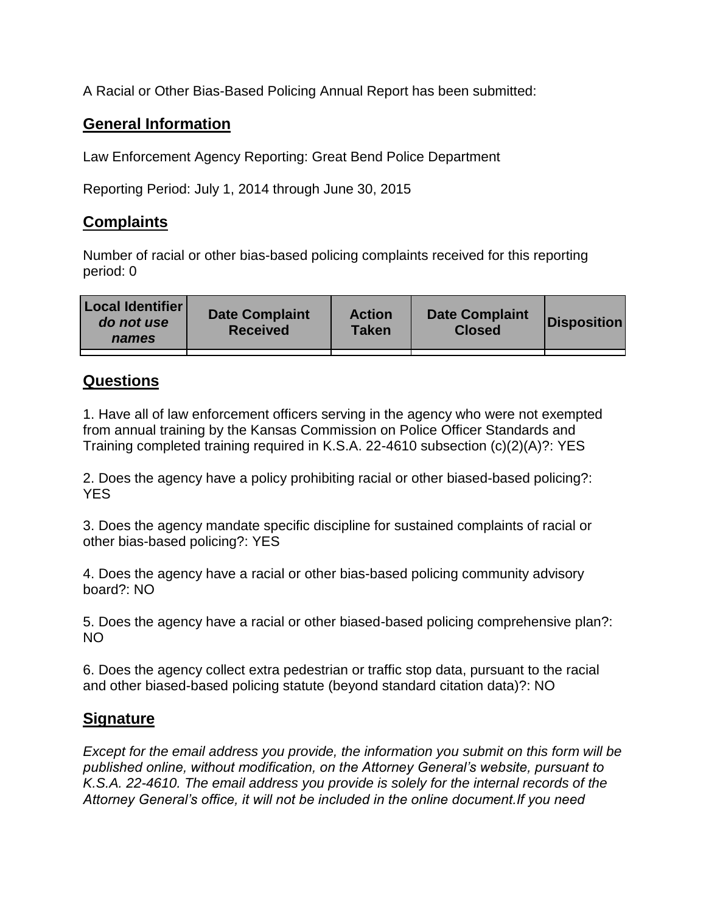A Racial or Other Bias-Based Policing Annual Report has been submitted:

## General Information

Law Enforcement Agency Reporting: Great Bend Police Department

Reporting Period: July 1, 2014 through June 30, 2015

## Complaints

Number of racial or other bias-based policing complaints received for this reporting period: 0

| **Local Identifier** ***do not use names*** | **Date Complaint Received** | **Action Taken** | **Date Complaint Closed** | **Disposition** |
|---|---|---|---|---|
| | | | | |

## Questions

1. Have all of law enforcement officers serving in the agency who were not exempted from annual training by the Kansas Commission on Police Officer Standards and Training completed training required in K.S.A. 22-4610 subsection (c)(2)(A)?: YES

2. Does the agency have a policy prohibiting racial or other biased-based policing?: YES

3. Does the agency mandate specific discipline for sustained complaints of racial or other bias-based policing?: YES

4. Does the agency have a racial or other bias-based policing community advisory board?: NO

5. Does the agency have a racial or other biased-based policing comprehensive plan?: NO

6. Does the agency collect extra pedestrian or traffic stop data, pursuant to the racial and other biased-based policing statute (beyond standard citation data)?: NO

## Signature

*Except for the email address you provide, the information you submit on this form will be published online, without modification, on the Attorney General's website, pursuant to K.S.A. 22-4610. The email address you provide is solely for the internal records of the Attorney General's office, it will not be included in the online document.If you need*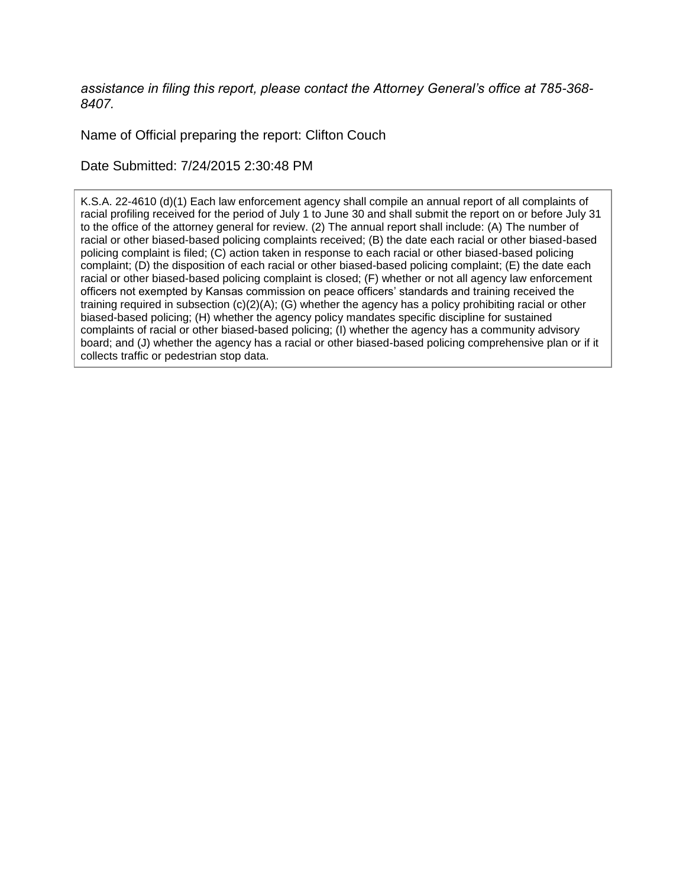*assistance in filing this report, please contact the Attorney General's office at 785-368-8407.*

Name of Official preparing the report: Clifton Couch

Date Submitted: 7/24/2015 2:30:48 PM

K.S.A. 22-4610 (d)(1) Each law enforcement agency shall compile an annual report of all complaints of racial profiling received for the period of July 1 to June 30 and shall submit the report on or before July 31 to the office of the attorney general for review. (2) The annual report shall include: (A) The number of racial or other biased-based policing complaints received; (B) the date each racial or other biased-based policing complaint is filed; (C) action taken in response to each racial or other biased-based policing complaint; (D) the disposition of each racial or other biased-based policing complaint; (E) the date each racial or other biased-based policing complaint is closed; (F) whether or not all agency law enforcement officers not exempted by Kansas commission on peace officers' standards and training received the training required in subsection (c)(2)(A); (G) whether the agency has a policy prohibiting racial or other biased-based policing; (H) whether the agency policy mandates specific discipline for sustained complaints of racial or other biased-based policing; (I) whether the agency has a community advisory board; and (J) whether the agency has a racial or other biased-based policing comprehensive plan or if it collects traffic or pedestrian stop data.